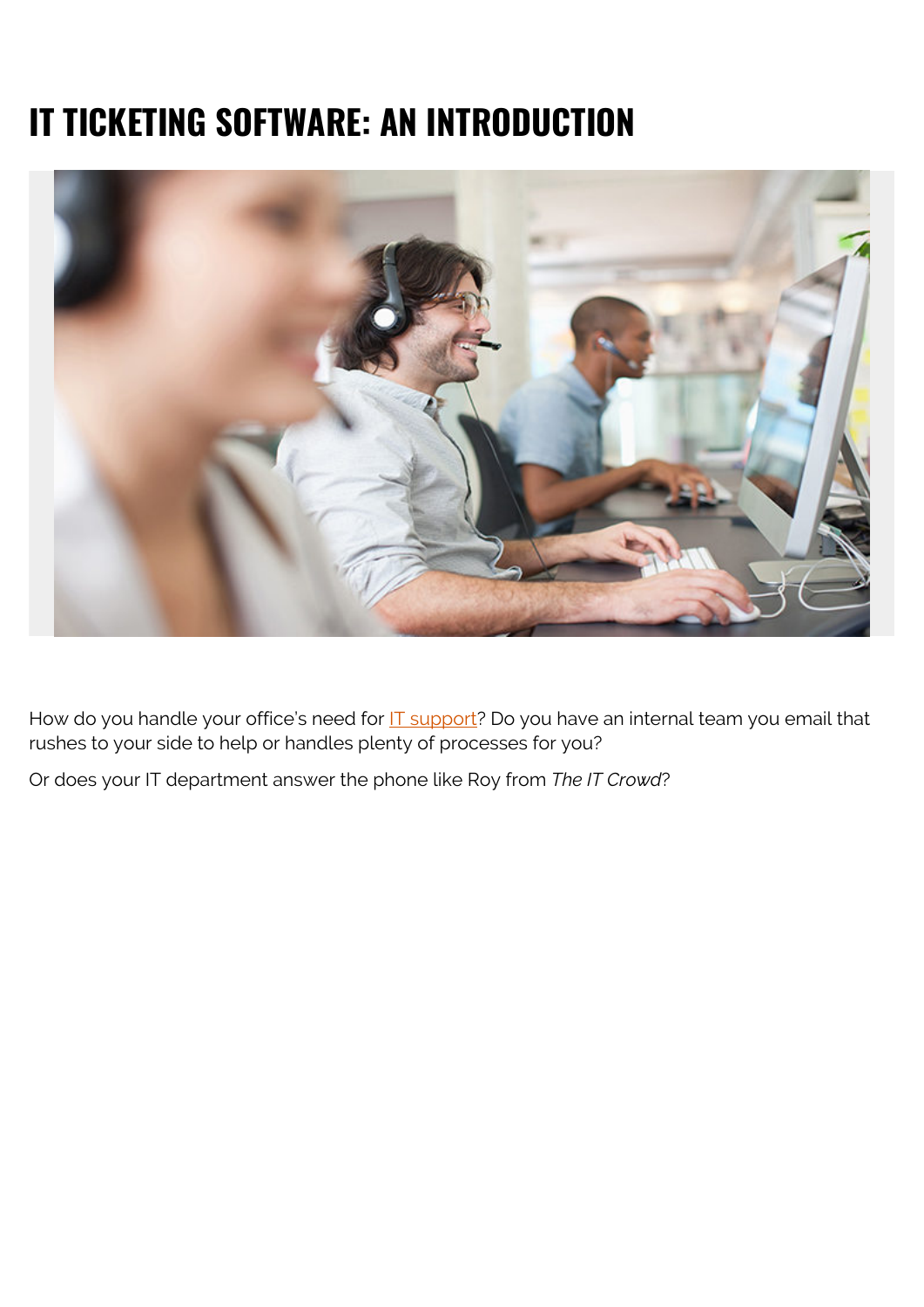# IT TICKETING SOFTWARE: AN INTRODUCTION

How do you handle your office's need for IT support? Do you have an internal team you email that rushes to your side to help or handles plenty of processes for you?

Or does your IT department answer the phone like Roy from *The IT Crowd*?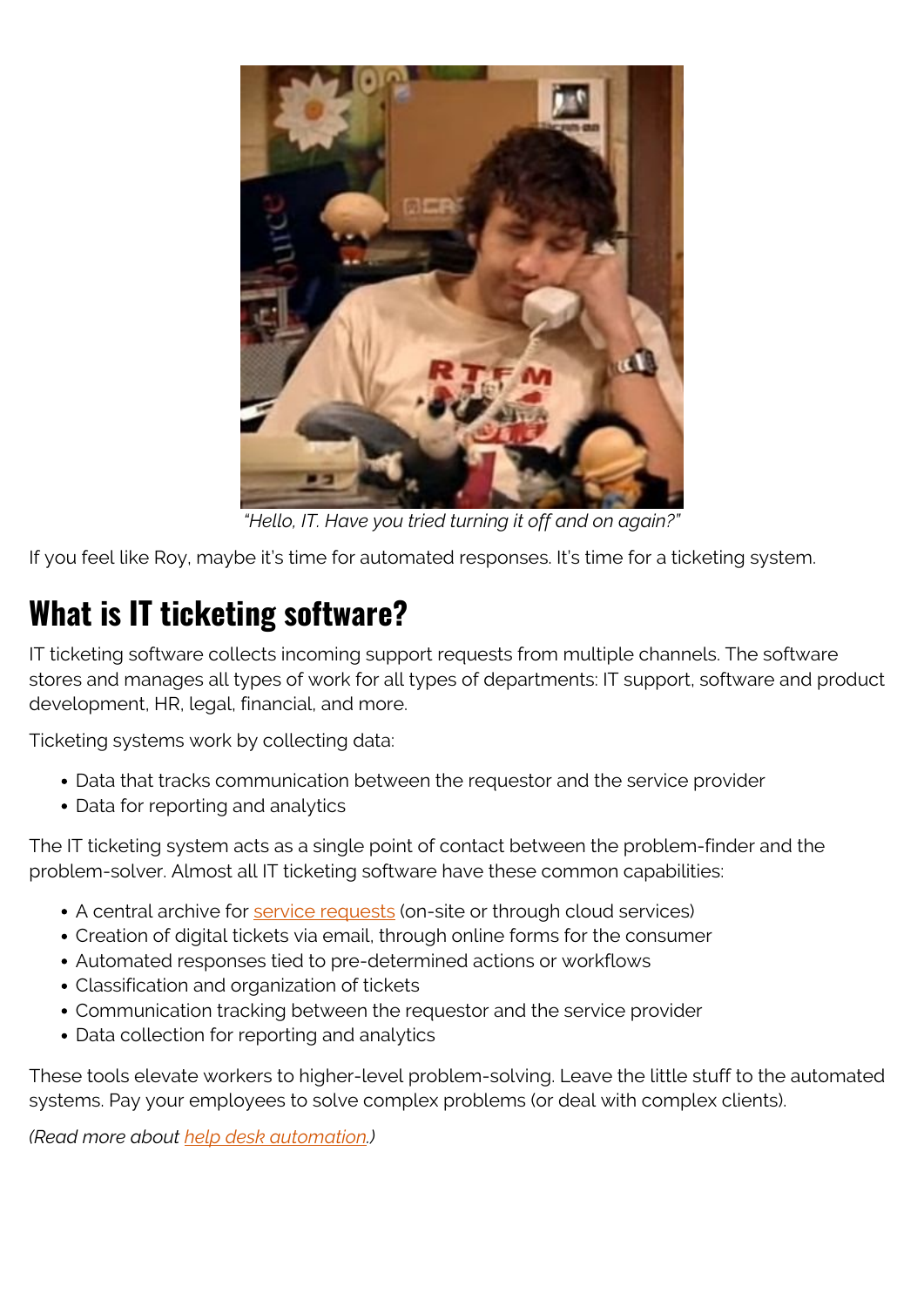*"Hello, IT. Have you tried turning it off and on again?"*

If you feel like Roy, maybe it's time for automated responses. It's time for a ticketing system.

## What is IT ticketing software?

IT ticketing software collects incoming support requests from multiple channels. The software stores and manages all types of work for all types of departments: IT support, software and product development, HR, legal, financial, and more.

Ticketing systems work by collecting data:

- Data that tracks communication between the requestor and the service provider
- Data for reporting and analytics

The IT ticketing system acts as a single point of contact between the problem-finder and the problem-solver. Almost all IT ticketing software have these common capabilities:

- A central archive for service requests (on-site or through cloud services)
- Creation of digital tickets via email, through online forms for the consumer
- Automated responses tied to pre-determined actions or workflows
- Classification and organization of tickets
- Communication tracking between the requestor and the service provider
- Data collection for reporting and analytics

These tools elevate workers to higher-level problem-solving. Leave the little stuff to the automated systems. Pay your employees to solve complex problems (or deal with complex clients).

*(Read more about help desk automation.)*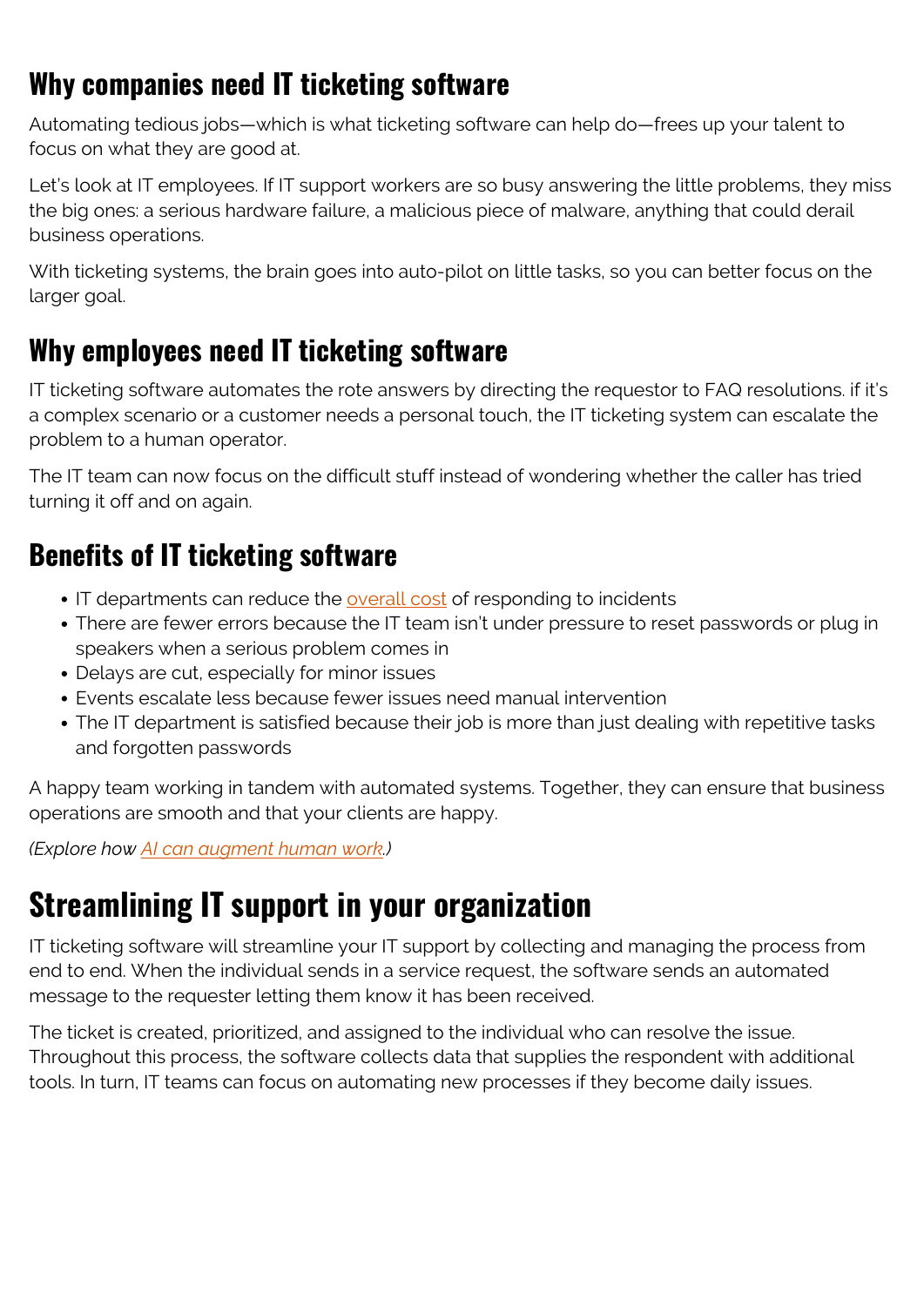## Why companies need IT ticketing software

Automating tedious jobs—which is what ticketing software can help do—frees up your talent to focus on what they are good at.

Let's look at IT employees. If IT support workers are so busy answering the little problems, they miss the big ones: a serious hardware failure, a malicious piece of malware, anything that could derail business operations.

With ticketing systems, the brain goes into auto-pilot on little tasks, so you can better focus on the larger goal.

## Why employees need IT ticketing software

IT ticketing software automates the rote answers by directing the requestor to FAQ resolutions. if it's a complex scenario or a customer needs a personal touch, the IT ticketing system can escalate the problem to a human operator.

The IT team can now focus on the difficult stuff instead of wondering whether the caller has tried turning it off and on again.

## Benefits of IT ticketing software

- IT departments can reduce the overall cost of responding to incidents
- There are fewer errors because the IT team isn't under pressure to reset passwords or plug in speakers when a serious problem comes in
- Delays are cut, especially for minor issues
- Events escalate less because fewer issues need manual intervention
- The IT department is satisfied because their job is more than just dealing with repetitive tasks and forgotten passwords

A happy team working in tandem with automated systems. Together, they can ensure that business operations are smooth and that your clients are happy.

*(Explore how AI can augment human work.)*

# Streamlining IT support in your organization

IT ticketing software will streamline your IT support by collecting and managing the process from end to end. When the individual sends in a service request, the software sends an automated message to the requester letting them know it has been received.

The ticket is created, prioritized, and assigned to the individual who can resolve the issue. Throughout this process, the software collects data that supplies the respondent with additional tools. In turn, IT teams can focus on automating new processes if they become daily issues.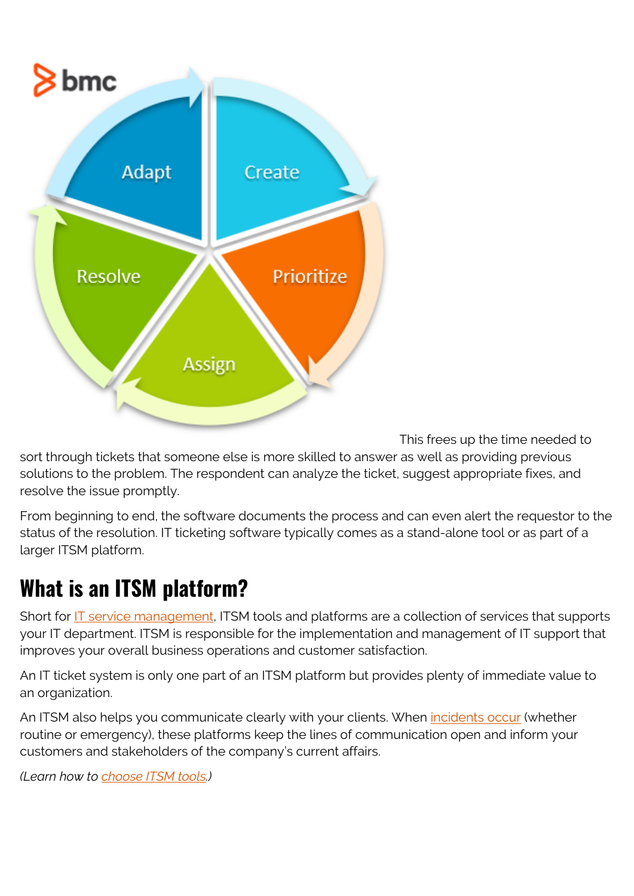This frees up the time needed to sort through tickets that someone else is more skilled to answer as well as providing previous solutions to the problem. The respondent can analyze the ticket, suggest appropriate fixes, and resolve the issue promptly.

From beginning to end, the software documents the process and can even alert the requestor to the status of the resolution. IT ticketing software typically comes as a stand-alone tool or as part of a larger ITSM platform.

## What is an ITSM platform?

Short for IT service management, ITSM tools and platforms are a collection of services that supports your IT department. ITSM is responsible for the implementation and management of IT support that improves your overall business operations and customer satisfaction.

An IT ticket system is only one part of an ITSM platform but provides plenty of immediate value to an organization.

An ITSM also helps you communicate clearly with your clients. When incidents occur (whether routine or emergency), these platforms keep the lines of communication open and inform your customers and stakeholders of the company's current affairs.

*(Learn how to choose ITSM tools.)*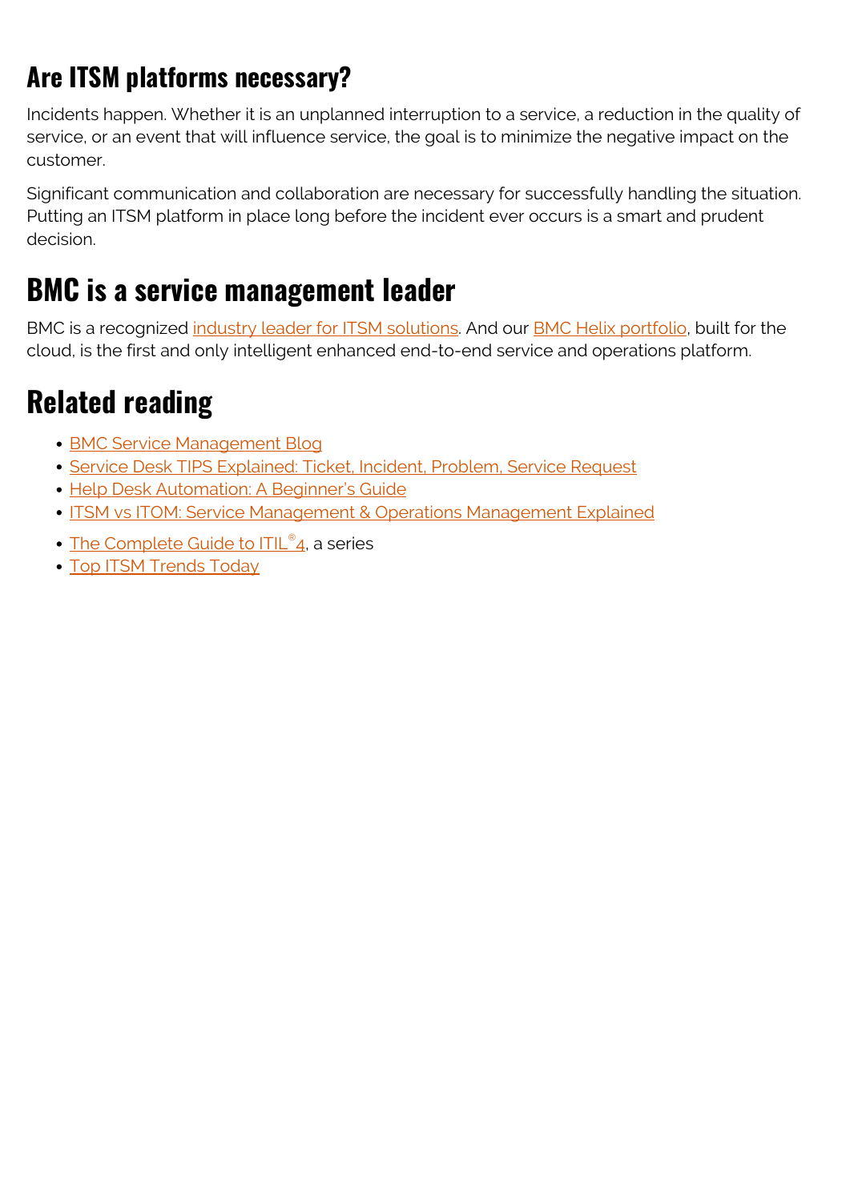## Are ITSM platforms necessary?

Incidents happen. Whether it is an unplanned interruption to a service, a reduction in the quality of service, or an event that will influence service, the goal is to minimize the negative impact on the customer.

Significant communication and collaboration are necessary for successfully handling the situation. Putting an ITSM platform in place long before the incident ever occurs is a smart and prudent decision.

## BMC is a service management leader

BMC is a recognized industry leader for ITSM solutions. And our BMC Helix portfolio, built for the cloud, is the first and only intelligent enhanced end-to-end service and operations platform.

## Related reading

- BMC Service Management Blog
- Service Desk TIPS Explained: Ticket, Incident, Problem, Service Request
- Help Desk Automation: A Beginner's Guide
- ITSM vs ITOM: Service Management & Operations Management Explained
- The Complete Guide to ITIL® 4, a series
- Top ITSM Trends Today